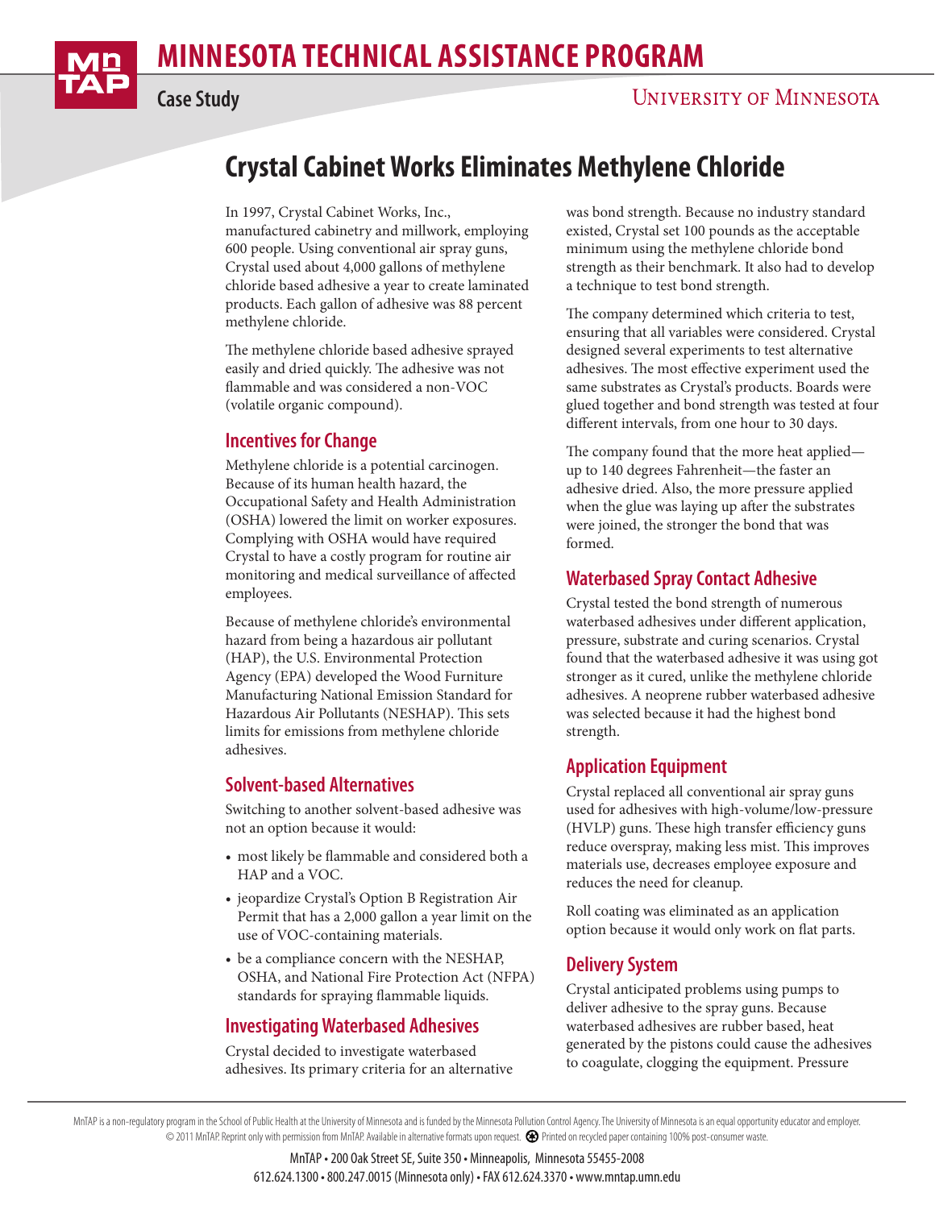# MINNESOTA TECHNICAL ASSISTANCE PROGRAM

Case Study

UNIVERSITY OF MINNESOTA

## Crystal Cabinet Works Eliminates Methylene Chloride

In 1997, Crystal Cabinet Works, Inc., manufactured cabinetry and millwork, employing 600 people. Using conventional air spray guns, Crystal used about 4,000 gallons of methylene chloride based adhesive a year to create laminated products. Each gallon of adhesive was 88 percent methylene chloride.

The methylene chloride based adhesive sprayed easily and dried quickly. The adhesive was not flammable and was considered a non-VOC (volatile organic compound).

### Incentives for Change

Methylene chloride is a potential carcinogen. Because of its human health hazard, the Occupational Safety and Health Administration (OSHA) lowered the limit on worker exposures. Complying with OSHA would have required Crystal to have a costly program for routine air monitoring and medical surveillance of affected employees.

Because of methylene chloride's environmental hazard from being a hazardous air pollutant (HAP), the U.S. Environmental Protection Agency (EPA) developed the Wood Furniture Manufacturing National Emission Standard for Hazardous Air Pollutants (NESHAP). This sets limits for emissions from methylene chloride adhesives.

### Solvent-based Alternatives

Switching to another solvent-based adhesive was not an option because it would:

- most likely be flammable and considered both a HAP and a VOC.
- jeopardize Crystal's Option B Registration Air Permit that has a 2,000 gallon a year limit on the use of VOC-containing materials.
- be a compliance concern with the NESHAP, OSHA, and National Fire Protection Act (NFPA) standards for spraying flammable liquids.

### Investigating Waterbased Adhesives

Crystal decided to investigate waterbased adhesives. Its primary criteria for an alternative was bond strength. Because no industry standard existed, Crystal set 100 pounds as the acceptable minimum using the methylene chloride bond strength as their benchmark. It also had to develop a technique to test bond strength.

The company determined which criteria to test, ensuring that all variables were considered. Crystal designed several experiments to test alternative adhesives. The most effective experiment used the same substrates as Crystal's products. Boards were glued together and bond strength was tested at four different intervals, from one hour to 30 days.

The company found that the more heat applied—up to 140 degrees Fahrenheit—the faster an adhesive dried. Also, the more pressure applied when the glue was laying up after the substrates were joined, the stronger the bond that was formed.

### Waterbased Spray Contact Adhesive

Crystal tested the bond strength of numerous waterbased adhesives under different application, pressure, substrate and curing scenarios. Crystal found that the waterbased adhesive it was using got stronger as it cured, unlike the methylene chloride adhesives. A neoprene rubber waterbased adhesive was selected because it had the highest bond strength.

### Application Equipment

Crystal replaced all conventional air spray guns used for adhesives with high-volume/low-pressure (HVLP) guns. These high transfer efficiency guns reduce overspray, making less mist. This improves materials use, decreases employee exposure and reduces the need for cleanup.

Roll coating was eliminated as an application option because it would only work on flat parts.

### Delivery System

Crystal anticipated problems using pumps to deliver adhesive to the spray guns. Because waterbased adhesives are rubber based, heat generated by the pistons could cause the adhesives to coagulate, clogging the equipment. Pressure

MnTAP is a non-regulatory program in the School of Public Health at the University of Minnesota and is funded by the Minnesota Pollution Control Agency. The University of Minnesota is an equal opportunity educator and employer. © 2011 MnTAP. Reprint only with permission from MnTAP. Available in alternative formats upon request. Printed on recycled paper containing 100% post-consumer waste.

MnTAP • 200 Oak Street SE, Suite 350 • Minneapolis, Minnesota 55455-2008
612.624.1300 • 800.247.0015 (Minnesota only) • FAX 612.624.3370 • www.mntap.umn.edu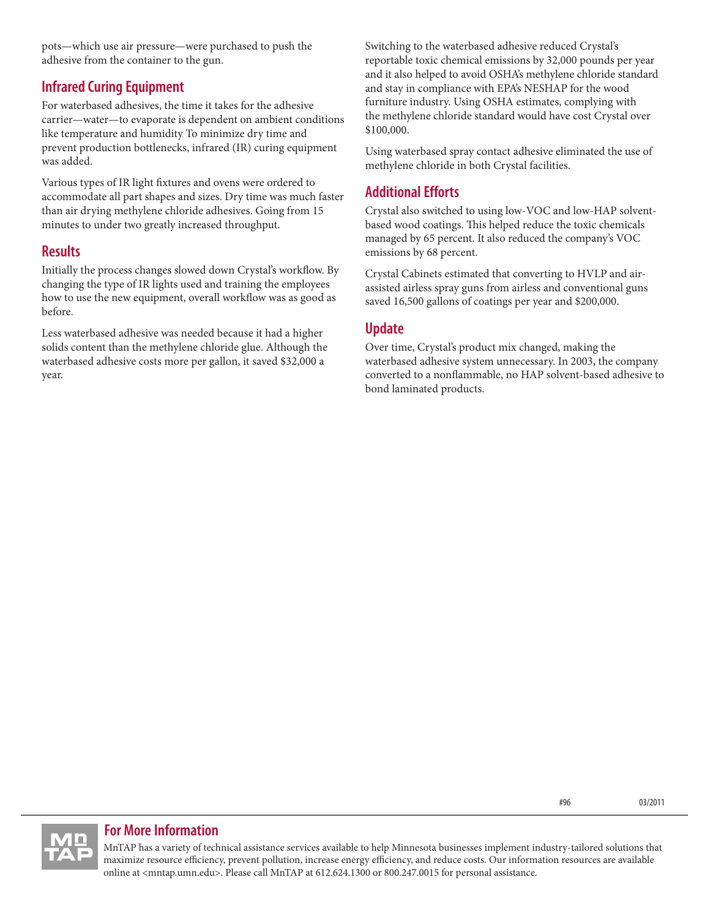pots—which use air pressure—were purchased to push the adhesive from the container to the gun.

## Infrared Curing Equipment

For waterbased adhesives, the time it takes for the adhesive carrier—water—to evaporate is dependent on ambient conditions like temperature and humidity To minimize dry time and prevent production bottlenecks, infrared (IR) curing equipment was added.

Various types of IR light fixtures and ovens were ordered to accommodate all part shapes and sizes. Dry time was much faster than air drying methylene chloride adhesives. Going from 15 minutes to under two greatly increased throughput.

## Results

Initially the process changes slowed down Crystal's workflow. By changing the type of IR lights used and training the employees how to use the new equipment, overall workflow was as good as before.

Less waterbased adhesive was needed because it had a higher solids content than the methylene chloride glue. Although the waterbased adhesive costs more per gallon, it saved $32,000 a year.

Switching to the waterbased adhesive reduced Crystal's reportable toxic chemical emissions by 32,000 pounds per year and it also helped to avoid OSHA's methylene chloride standard and stay in compliance with EPA's NESHAP for the wood furniture industry. Using OSHA estimates, complying with the methylene chloride standard would have cost Crystal over $100,000.

Using waterbased spray contact adhesive eliminated the use of methylene chloride in both Crystal facilities.

## Additional Efforts

Crystal also switched to using low-VOC and low-HAP solvent-based wood coatings. This helped reduce the toxic chemicals managed by 65 percent. It also reduced the company's VOC emissions by 68 percent.

Crystal Cabinets estimated that converting to HVLP and air-assisted airless spray guns from airless and conventional guns saved 16,500 gallons of coatings per year and $200,000.

## Update

Over time, Crystal's product mix changed, making the waterbased adhesive system unnecessary. In 2003, the company converted to a nonflammable, no HAP solvent-based adhesive to bond laminated products.

#96 03/2011

## For More Information

MnTAP has a variety of technical assistance services available to help Minnesota businesses implement industry-tailored solutions that maximize resource efficiency, prevent pollution, increase energy efficiency, and reduce costs. Our information resources are available online at <mntap.umn.edu>. Please call MnTAP at 612.624.1300 or 800.247.0015 for personal assistance.